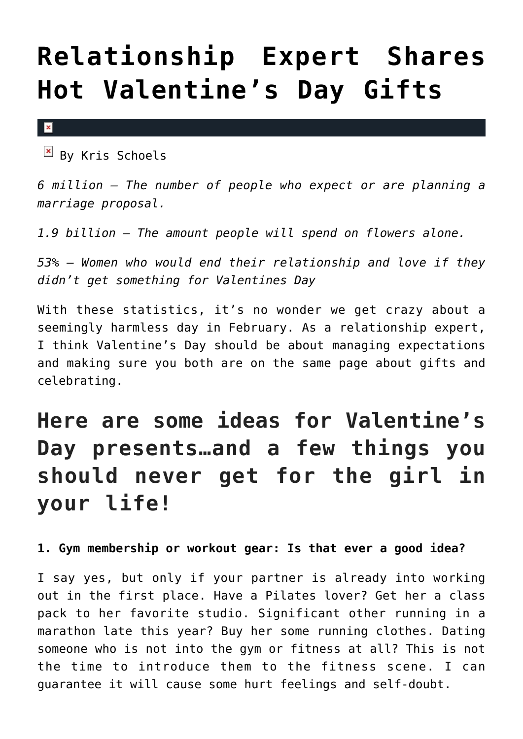# Relationship Expert Shares Hot Valentine's Day Gifts

By Kris Schoels

*6 million – The number of people who expect or are planning a marriage proposal.*

*1.9 billion – The amount people will spend on flowers alone.*

*53% – Women who would end their relationship and love if they didn't get something for Valentines Day*

With these statistics, it's no wonder we get crazy about a seemingly harmless day in February. As a relationship expert, I think Valentine's Day should be about managing expectations and making sure you both are on the same page about gifts and celebrating.

## Here are some ideas for Valentine's Day presents…and a few things you should never get for the girl in your life!

**1. Gym membership or workout gear: Is that ever a good idea?**

I say yes, but only if your partner is already into working out in the first place. Have a Pilates lover? Get her a class pack to her favorite studio. Significant other running in a marathon late this year? Buy her some running clothes. Dating someone who is not into the gym or fitness at all? This is not the time to introduce them to the fitness scene. I can guarantee it will cause some hurt feelings and self-doubt.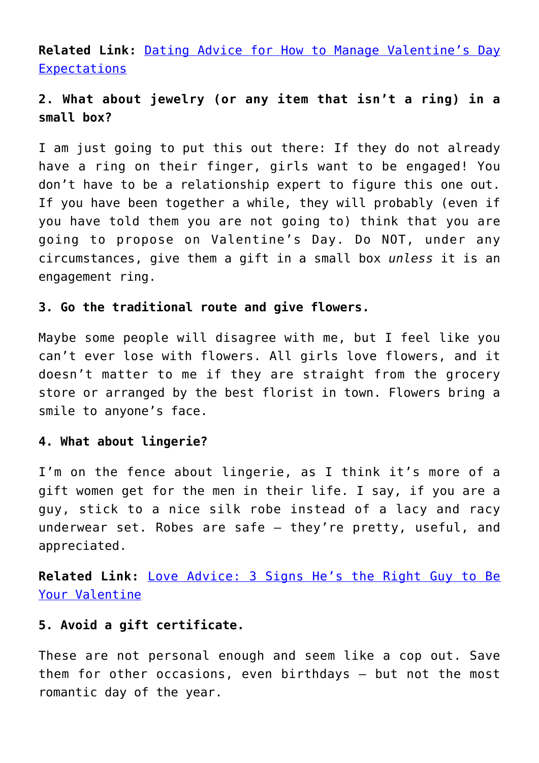**Related Link:** [Dating Advice for How to Manage Valentine's Day Expectations]()

**2. What about jewelry (or any item that isn't a ring) in a small box?**

I am just going to put this out there: If they do not already have a ring on their finger, girls want to be engaged! You don't have to be a relationship expert to figure this one out. If you have been together a while, they will probably (even if you have told them you are not going to) think that you are going to propose on Valentine's Day. Do NOT, under any circumstances, give them a gift in a small box *unless* it is an engagement ring.

**3. Go the traditional route and give flowers.**

Maybe some people will disagree with me, but I feel like you can't ever lose with flowers. All girls love flowers, and it doesn't matter to me if they are straight from the grocery store or arranged by the best florist in town. Flowers bring a smile to anyone's face.

**4. What about lingerie?**

I'm on the fence about lingerie, as I think it's more of a gift women get for the men in their life. I say, if you are a guy, stick to a nice silk robe instead of a lacy and racy underwear set. Robes are safe – they're pretty, useful, and appreciated.

**Related Link:** [Love Advice: 3 Signs He's the Right Guy to Be Your Valentine]()

**5. Avoid a gift certificate.**

These are not personal enough and seem like a cop out. Save them for other occasions, even birthdays – but not the most romantic day of the year.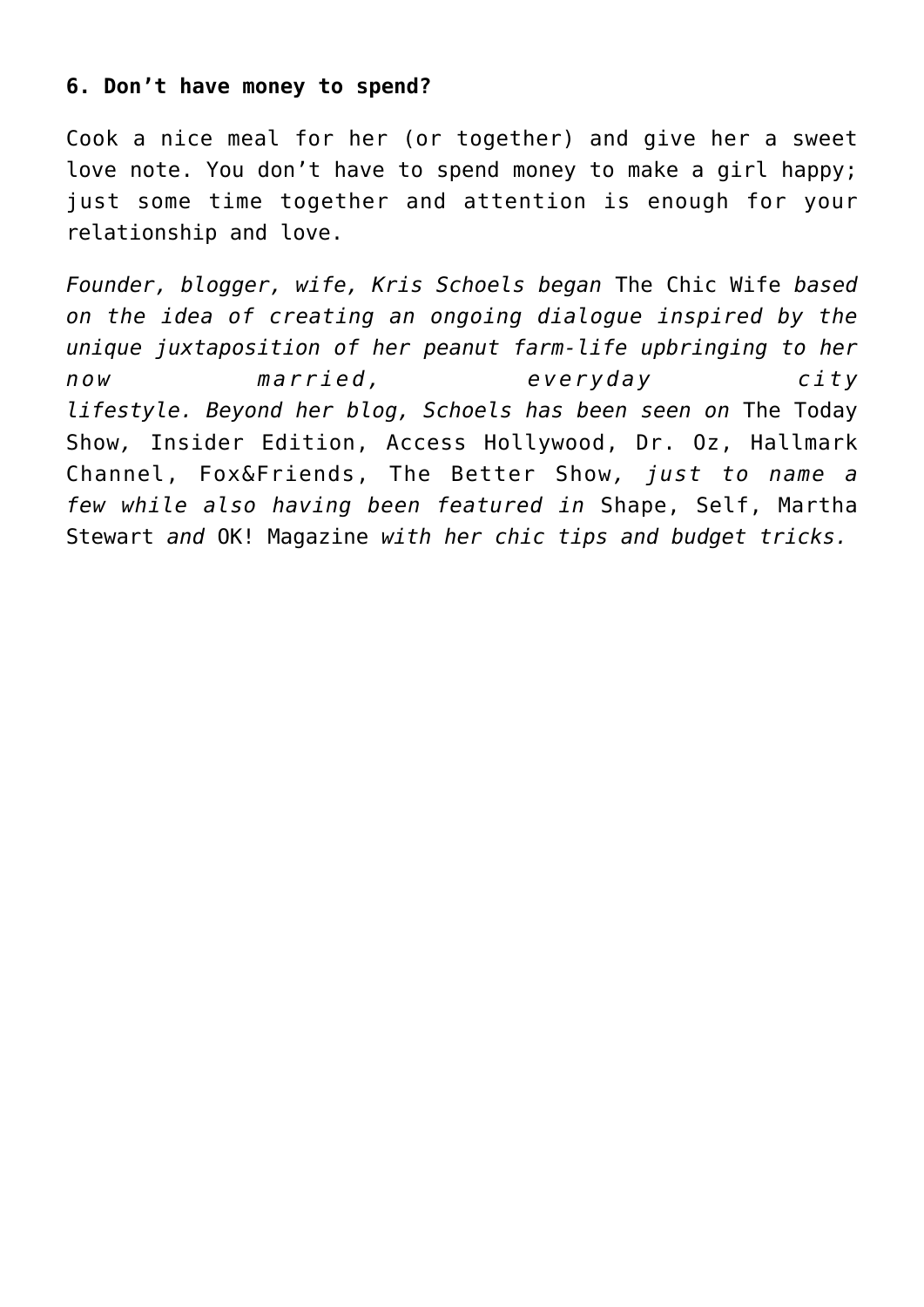**6. Don't have money to spend?**

Cook a nice meal for her (or together) and give her a sweet love note. You don't have to spend money to make a girl happy; just some time together and attention is enough for your relationship and love.

*Founder, blogger, wife, Kris Schoels began* The Chic Wife *based on the idea of creating an ongoing dialogue inspired by the unique juxtaposition of her peanut farm-life upbringing to her now married, everyday city lifestyle. Beyond her blog, Schoels has been seen on* The Today Show*,* Insider Edition, Access Hollywood, Dr. Oz, Hallmark Channel, Fox&Friends, The Better Show*, just to name a few while also having been featured in* Shape, Self, Martha Stewart *and* OK! Magazine *with her chic tips and budget tricks.*